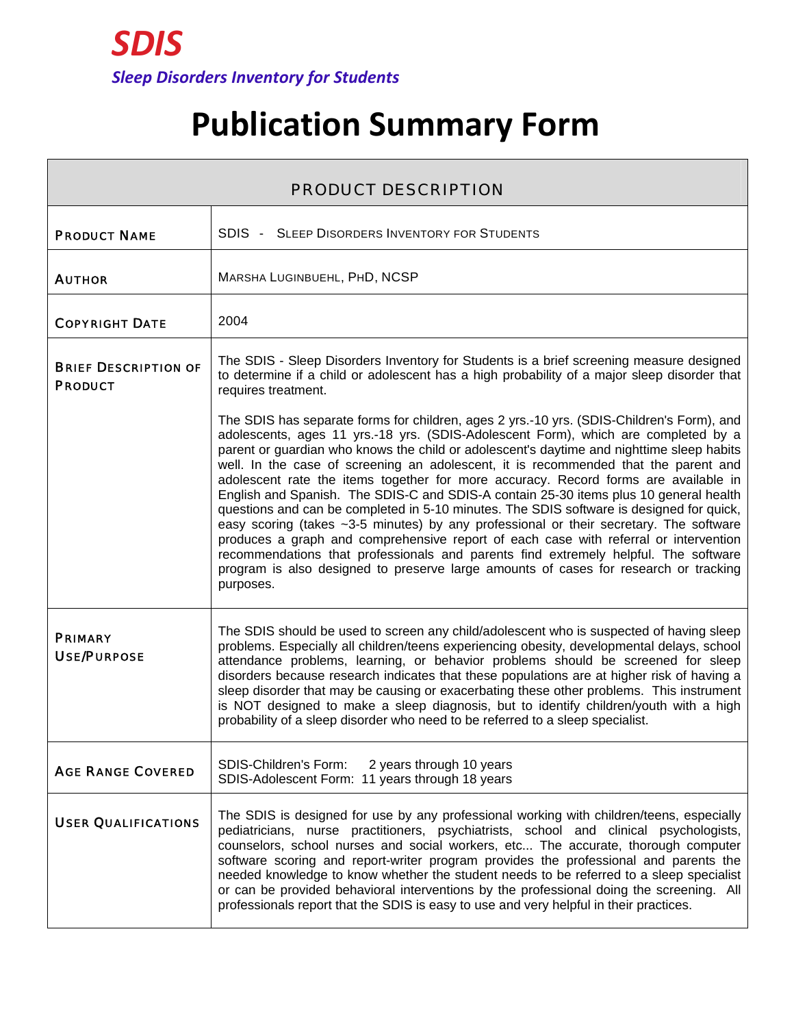# SDIS

*Sleep Disorders Inventory for Students*

# Publication Summary Form

| PRODUCT DESCRIPTION | |
|---|---|
| PRODUCT NAME | SDIS - SLEEP DISORDERS INVENTORY FOR STUDENTS |
| AUTHOR | MARSHA LUGINBUEHL, PHD, NCSP |
| COPYRIGHT DATE | 2004 |
| BRIEF DESCRIPTION OF PRODUCT | The SDIS - Sleep Disorders Inventory for Students is a brief screening measure designed to determine if a child or adolescent has a high probability of a major sleep disorder that requires treatment.<br><br>The SDIS has separate forms for children, ages 2 yrs.-10 yrs. (SDIS-Children's Form), and adolescents, ages 11 yrs.-18 yrs. (SDIS-Adolescent Form), which are completed by a parent or guardian who knows the child or adolescent's daytime and nighttime sleep habits well. In the case of screening an adolescent, it is recommended that the parent and adolescent rate the items together for more accuracy. Record forms are available in English and Spanish. The SDIS-C and SDIS-A contain 25-30 items plus 10 general health questions and can be completed in 5-10 minutes. The SDIS software is designed for quick, easy scoring (takes ~3-5 minutes) by any professional or their secretary. The software produces a graph and comprehensive report of each case with referral or intervention recommendations that professionals and parents find extremely helpful. The software program is also designed to preserve large amounts of cases for research or tracking purposes. |
| PRIMARY USE/PURPOSE | The SDIS should be used to screen any child/adolescent who is suspected of having sleep problems. Especially all children/teens experiencing obesity, developmental delays, school attendance problems, learning, or behavior problems should be screened for sleep disorders because research indicates that these populations are at higher risk of having a sleep disorder that may be causing or exacerbating these other problems. This instrument is NOT designed to make a sleep diagnosis, but to identify children/youth with a high probability of a sleep disorder who need to be referred to a sleep specialist. |
| AGE RANGE COVERED | SDIS-Children's Form: 2 years through 10 years<br>SDIS-Adolescent Form: 11 years through 18 years |
| USER QUALIFICATIONS | The SDIS is designed for use by any professional working with children/teens, especially pediatricians, nurse practitioners, psychiatrists, school and clinical psychologists, counselors, school nurses and social workers, etc... The accurate, thorough computer software scoring and report-writer program provides the professional and parents the needed knowledge to know whether the student needs to be referred to a sleep specialist or can be provided behavioral interventions by the professional doing the screening. All professionals report that the SDIS is easy to use and very helpful in their practices. |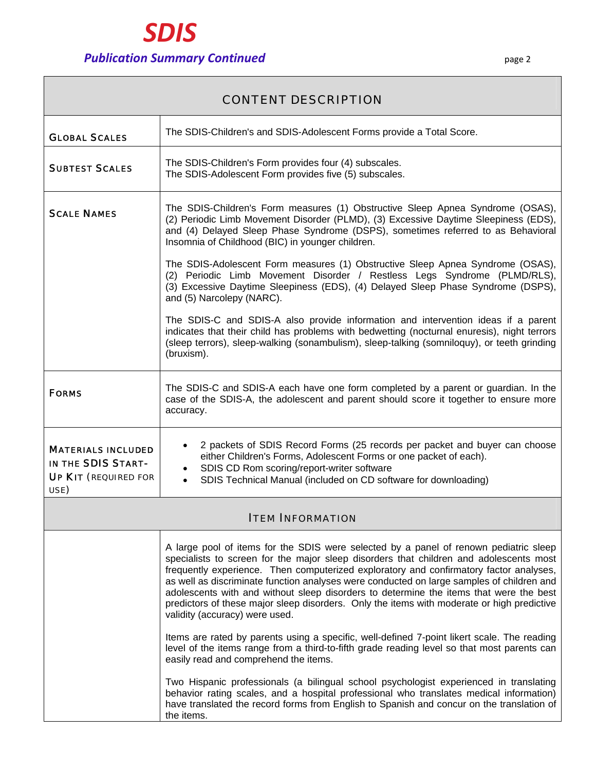# SDIS

## *Publication Summary Continued*

| CONTENT DESCRIPTION | |
|---|---|
| **GLOBAL SCALES** | The SDIS-Children's and SDIS-Adolescent Forms provide a Total Score. |
| **SUBTEST SCALES** | The SDIS-Children's Form provides four (4) subscales.<br>The SDIS-Adolescent Form provides five (5) subscales. |
| **SCALE NAMES** | The SDIS-Children's Form measures (1) Obstructive Sleep Apnea Syndrome (OSAS), (2) Periodic Limb Movement Disorder (PLMD), (3) Excessive Daytime Sleepiness (EDS), and (4) Delayed Sleep Phase Syndrome (DSPS), sometimes referred to as Behavioral Insomnia of Childhood (BIC) in younger children.<br><br>The SDIS-Adolescent Form measures (1) Obstructive Sleep Apnea Syndrome (OSAS), (2) Periodic Limb Movement Disorder / Restless Legs Syndrome (PLMD/RLS), (3) Excessive Daytime Sleepiness (EDS), (4) Delayed Sleep Phase Syndrome (DSPS), and (5) Narcolepy (NARC).<br><br>The SDIS-C and SDIS-A also provide information and intervention ideas if a parent indicates that their child has problems with bedwetting (nocturnal enuresis), night terrors (sleep terrors), sleep-walking (sonambulism), sleep-talking (somniloquy), or teeth grinding (bruxism). |
| **FORMS** | The SDIS-C and SDIS-A each have one form completed by a parent or guardian. In the case of the SDIS-A, the adolescent and parent should score it together to ensure more accuracy. |
| **MATERIALS INCLUDED IN THE SDIS START-UP KIT (REQUIRED FOR USE)** | • 2 packets of SDIS Record Forms (25 records per packet and buyer can choose either Children's Forms, Adolescent Forms or one packet of each).<br>• SDIS CD Rom scoring/report-writer software<br>• SDIS Technical Manual (included on CD software for downloading) |
| **ITEM INFORMATION** | |
| | A large pool of items for the SDIS were selected by a panel of renown pediatric sleep specialists to screen for the major sleep disorders that children and adolescents most frequently experience. Then computerized exploratory and confirmatory factor analyses, as well as discriminate function analyses were conducted on large samples of children and adolescents with and without sleep disorders to determine the items that were the best predictors of these major sleep disorders. Only the items with moderate or high predictive validity (accuracy) were used.<br><br>Items are rated by parents using a specific, well-defined 7-point likert scale. The reading level of the items range from a third-to-fifth grade reading level so that most parents can easily read and comprehend the items.<br><br>Two Hispanic professionals (a bilingual school psychologist experienced in translating behavior rating scales, and a hospital professional who translates medical information) have translated the record forms from English to Spanish and concur on the translation of the items. |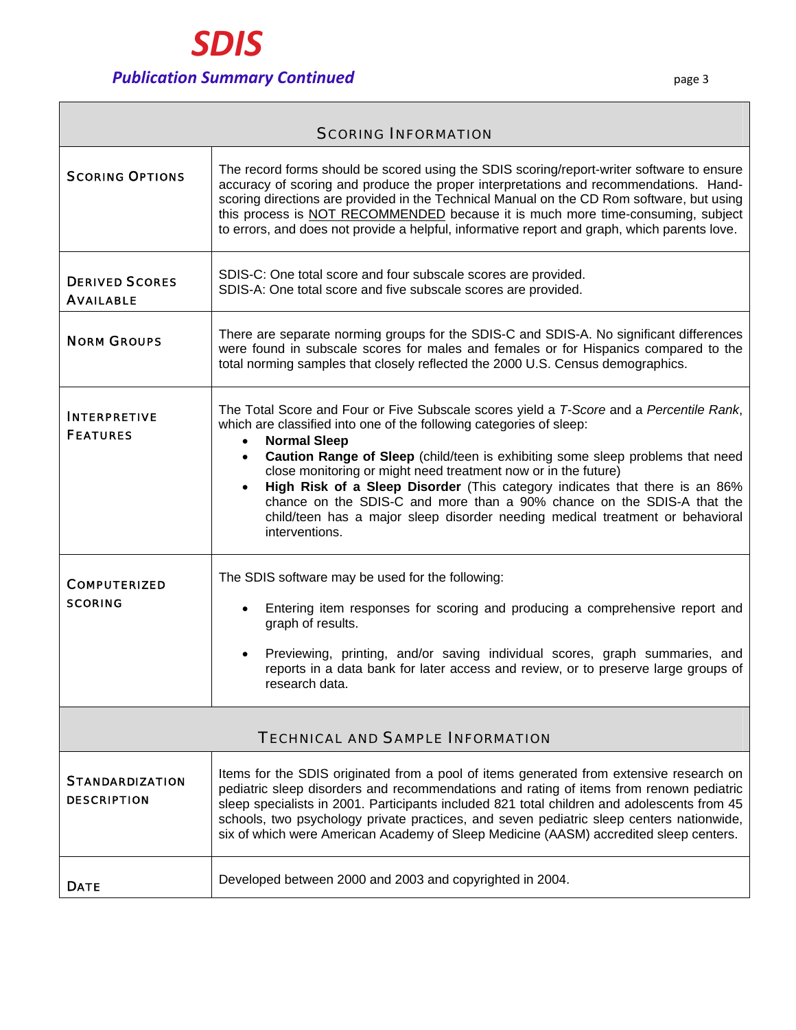# SDIS

## Publication Summary Continued

| Scoring Information | |
|---|---|
| **Scoring Options** | The record forms should be scored using the SDIS scoring/report-writer software to ensure accuracy of scoring and produce the proper interpretations and recommendations. Hand-scoring directions are provided in the Technical Manual on the CD Rom software, but using this process is NOT RECOMMENDED because it is much more time-consuming, subject to errors, and does not provide a helpful, informative report and graph, which parents love. |
| **Derived Scores Available** | SDIS-C: One total score and four subscale scores are provided.<br>SDIS-A: One total score and five subscale scores are provided. |
| **Norm Groups** | There are separate norming groups for the SDIS-C and SDIS-A. No significant differences were found in subscale scores for males and females or for Hispanics compared to the total norming samples that closely reflected the 2000 U.S. Census demographics. |
| **Interpretive Features** | The Total Score and Four or Five Subscale scores yield a *T-Score* and a *Percentile Rank*, which are classified into one of the following categories of sleep:<br>• **Normal Sleep**<br>• **Caution Range of Sleep** (child/teen is exhibiting some sleep problems that need close monitoring or might need treatment now or in the future)<br>• **High Risk of a Sleep Disorder** (This category indicates that there is an 86% chance on the SDIS-C and more than a 90% chance on the SDIS-A that the child/teen has a major sleep disorder needing medical treatment or behavioral interventions. |
| **Computerized Scoring** | The SDIS software may be used for the following:<br>• Entering item responses for scoring and producing a comprehensive report and graph of results.<br>• Previewing, printing, and/or saving individual scores, graph summaries, and reports in a data bank for later access and review, or to preserve large groups of research data. |

| Technical and Sample Information | |
|---|---|
| **Standardization Description** | Items for the SDIS originated from a pool of items generated from extensive research on pediatric sleep disorders and recommendations and rating of items from renown pediatric sleep specialists in 2001. Participants included 821 total children and adolescents from 45 schools, two psychology private practices, and seven pediatric sleep centers nationwide, six of which were American Academy of Sleep Medicine (AASM) accredited sleep centers. |
| **Date** | Developed between 2000 and 2003 and copyrighted in 2004. |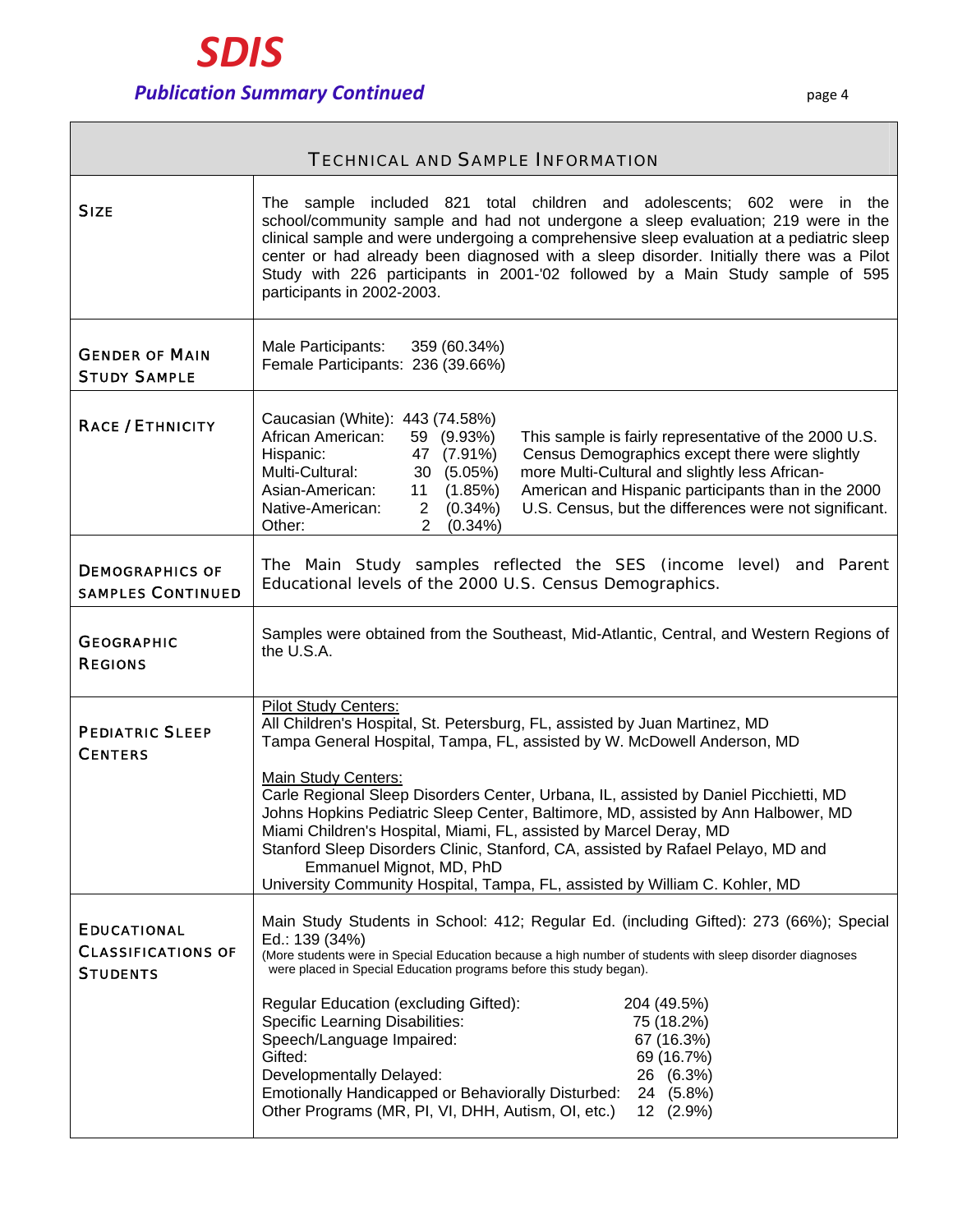# SDIS

## *Publication Summary Continued*

| TECHNICAL AND SAMPLE INFORMATION | |
|---|---|
| SIZE | The sample included 821 total children and adolescents; 602 were in the school/community sample and had not undergone a sleep evaluation; 219 were in the clinical sample and were undergoing a comprehensive sleep evaluation at a pediatric sleep center or had already been diagnosed with a sleep disorder. Initially there was a Pilot Study with 226 participants in 2001-'02 followed by a Main Study sample of 595 participants in 2002-2003. |
| GENDER OF MAIN STUDY SAMPLE | Male Participants: 359 (60.34%)<br>Female Participants: 236 (39.66%) |
| RACE / ETHNICITY | Caucasian (White): 443 (74.58%)<br>African American: 59 (9.93%)<br>Hispanic: 47 (7.91%)<br>Multi-Cultural: 30 (5.05%)<br>Asian-American: 11 (1.85%)<br>Native-American: 2 (0.34%)<br>Other: 2 (0.34%)<br><br>This sample is fairly representative of the 2000 U.S. Census Demographics except there were slightly more Multi-Cultural and slightly less African-American and Hispanic participants than in the 2000 U.S. Census, but the differences were not significant. |
| DEMOGRAPHICS OF SAMPLES CONTINUED | The Main Study samples reflected the SES (income level) and Parent Educational levels of the 2000 U.S. Census Demographics. |
| GEOGRAPHIC REGIONS | Samples were obtained from the Southeast, Mid-Atlantic, Central, and Western Regions of the U.S.A. |
| PEDIATRIC SLEEP CENTERS | Pilot Study Centers:<br>All Children's Hospital, St. Petersburg, FL, assisted by Juan Martinez, MD<br>Tampa General Hospital, Tampa, FL, assisted by W. McDowell Anderson, MD<br><br>Main Study Centers:<br>Carle Regional Sleep Disorders Center, Urbana, IL, assisted by Daniel Picchietti, MD<br>Johns Hopkins Pediatric Sleep Center, Baltimore, MD, assisted by Ann Halbower, MD<br>Miami Children's Hospital, Miami, FL, assisted by Marcel Deray, MD<br>Stanford Sleep Disorders Clinic, Stanford, CA, assisted by Rafael Pelayo, MD and Emmanuel Mignot, MD, PhD<br>University Community Hospital, Tampa, FL, assisted by William C. Kohler, MD |
| EDUCATIONAL CLASSIFICATIONS OF STUDENTS | Main Study Students in School: 412; Regular Ed. (including Gifted): 273 (66%); Special Ed.: 139 (34%)<br>(More students were in Special Education because a high number of students with sleep disorder diagnoses were placed in Special Education programs before this study began).<br><br>Regular Education (excluding Gifted): 204 (49.5%)<br>Specific Learning Disabilities: 75 (18.2%)<br>Speech/Language Impaired: 67 (16.3%)<br>Gifted: 69 (16.7%)<br>Developmentally Delayed: 26 (6.3%)<br>Emotionally Handicapped or Behaviorally Disturbed: 24 (5.8%)<br>Other Programs (MR, PI, VI, DHH, Autism, OI, etc.) 12 (2.9%) |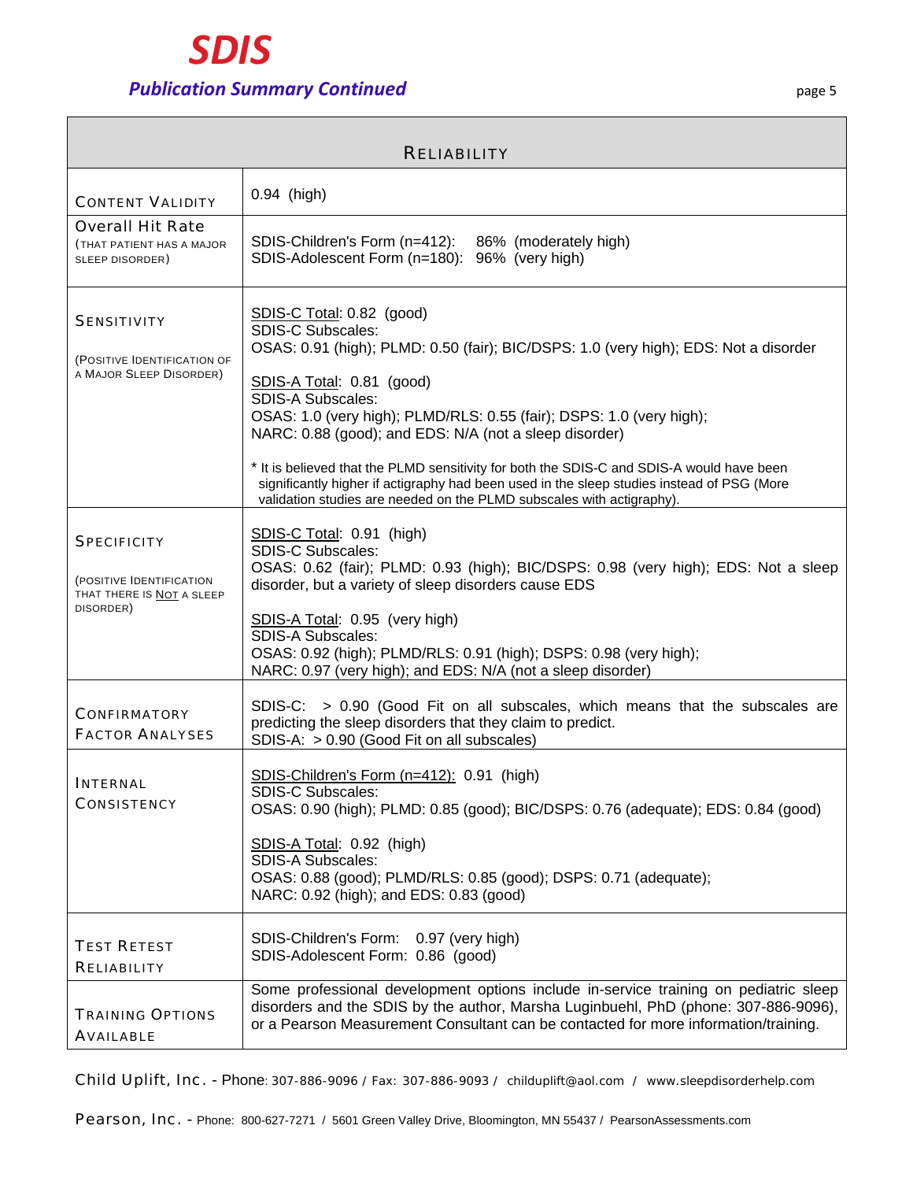# SDIS

## Publication Summary Continued

| RELIABILITY | |
|---|---|
| CONTENT VALIDITY | 0.94 (high) |
| Overall Hit Rate (THAT PATIENT HAS A MAJOR SLEEP DISORDER) | SDIS-Children's Form (n=412): 86% (moderately high)<br>SDIS-Adolescent Form (n=180): 96% (very high) |
| SENSITIVITY (POSITIVE IDENTIFICATION OF A MAJOR SLEEP DISORDER) | SDIS-C Total: 0.82 (good)<br>SDIS-C Subscales:<br>OSAS: 0.91 (high); PLMD: 0.50 (fair); BIC/DSPS: 1.0 (very high); EDS: Not a disorder<br><br>SDIS-A Total: 0.81 (good)<br>SDIS-A Subscales:<br>OSAS: 1.0 (very high); PLMD/RLS: 0.55 (fair); DSPS: 1.0 (very high);<br>NARC: 0.88 (good); and EDS: N/A (not a sleep disorder)<br><br>* It is believed that the PLMD sensitivity for both the SDIS-C and SDIS-A would have been significantly higher if actigraphy had been used in the sleep studies instead of PSG (More validation studies are needed on the PLMD subscales with actigraphy). |
| SPECIFICITY (POSITIVE IDENTIFICATION THAT THERE IS NOT A SLEEP DISORDER) | SDIS-C Total: 0.91 (high)<br>SDIS-C Subscales:<br>OSAS: 0.62 (fair); PLMD: 0.93 (high); BIC/DSPS: 0.98 (very high); EDS: Not a sleep disorder, but a variety of sleep disorders cause EDS<br><br>SDIS-A Total: 0.95 (very high)<br>SDIS-A Subscales:<br>OSAS: 0.92 (high); PLMD/RLS: 0.91 (high); DSPS: 0.98 (very high);<br>NARC: 0.97 (very high); and EDS: N/A (not a sleep disorder) |
| CONFIRMATORY FACTOR ANALYSES | SDIS-C: > 0.90 (Good Fit on all subscales, which means that the subscales are predicting the sleep disorders that they claim to predict.<br>SDIS-A: > 0.90 (Good Fit on all subscales) |
| INTERNAL CONSISTENCY | SDIS-Children's Form (n=412): 0.91 (high)<br>SDIS-C Subscales:<br>OSAS: 0.90 (high); PLMD: 0.85 (good); BIC/DSPS: 0.76 (adequate); EDS: 0.84 (good)<br><br>SDIS-A Total: 0.92 (high)<br>SDIS-A Subscales:<br>OSAS: 0.88 (good); PLMD/RLS: 0.85 (good); DSPS: 0.71 (adequate);<br>NARC: 0.92 (high); and EDS: 0.83 (good) |
| TEST RETEST RELIABILITY | SDIS-Children's Form: 0.97 (very high)<br>SDIS-Adolescent Form: 0.86 (good) |
| TRAINING OPTIONS AVAILABLE | Some professional development options include in-service training on pediatric sleep disorders and the SDIS by the author, Marsha Luginbuehl, PhD (phone: 307-886-9096), or a Pearson Measurement Consultant can be contacted for more information/training. |

Child Uplift, Inc. - Phone: 307-886-9096 / Fax: 307-886-9093 / childuplift@aol.com / www.sleepdisorderhelp.com

Pearson, Inc. - Phone: 800-627-7271 / 5601 Green Valley Drive, Bloomington, MN 55437 / PearsonAssessments.com